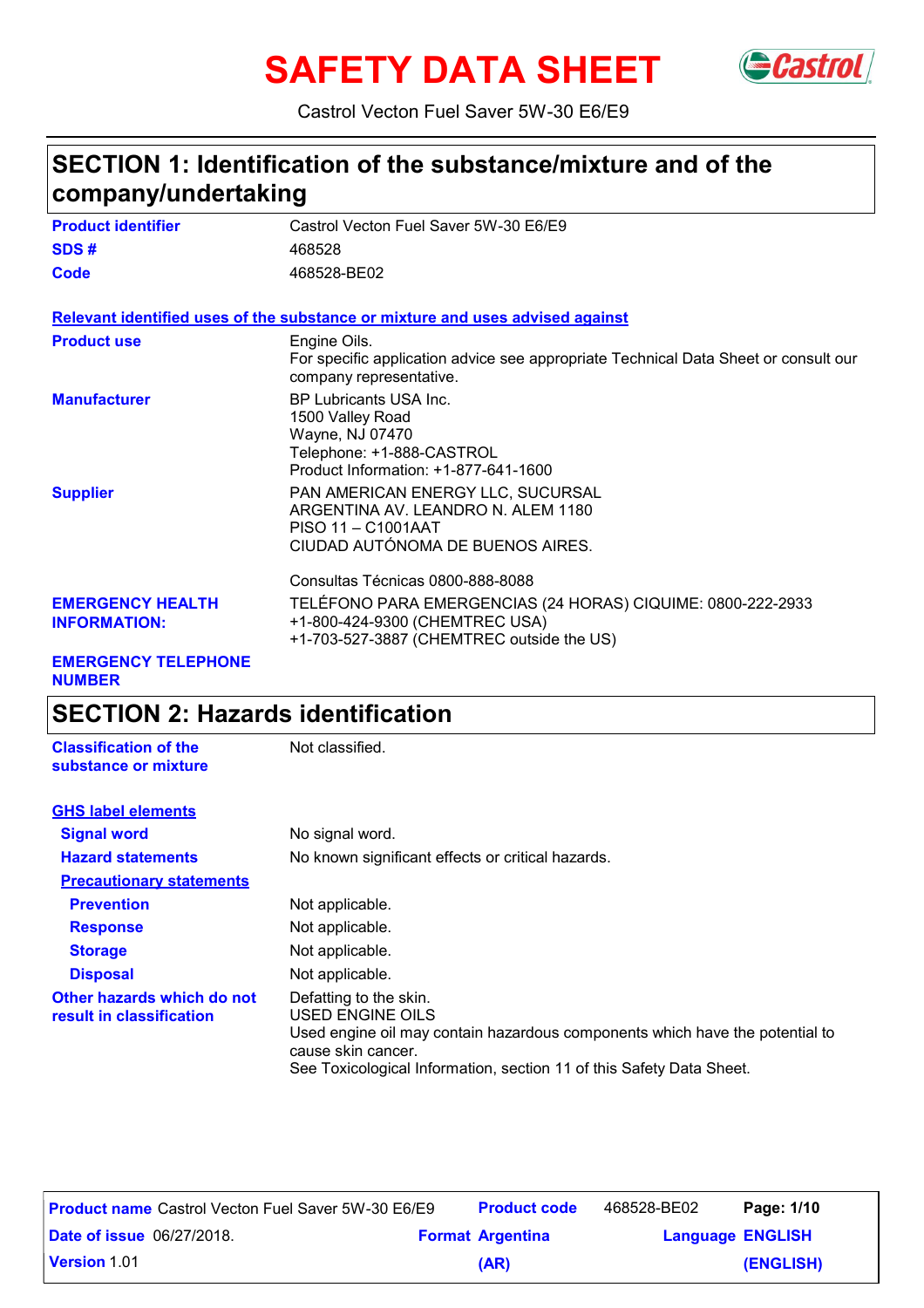# SAFETY DATA SHEET

Castrol Vecton Fuel Saver 5W-30 E6/E9

## SECTION 1: Identification of the substance/mixture and of the company/undertaking

| | |
|---|---|
| **Product identifier** | Castrol Vecton Fuel Saver 5W-30 E6/E9 |
| **SDS #** | 468528 |
| **Code** | 468528-BE02 |

**Relevant identified uses of the substance or mixture and uses advised against**

| | |
|---|---|
| **Product use** | Engine Oils.<br>For specific application advice see appropriate Technical Data Sheet or consult our company representative. |
| **Manufacturer** | BP Lubricants USA Inc.<br>1500 Valley Road<br>Wayne, NJ 07470<br>Telephone: +1-888-CASTROL<br>Product Information: +1-877-641-1600 |
| **Supplier** | PAN AMERICAN ENERGY LLC, SUCURSAL<br>ARGENTINA AV. LEANDRO N. ALEM 1180<br>PISO 11 – C1001AAT<br>CIUDAD AUTÓNOMA DE BUENOS AIRES.<br><br>Consultas Técnicas 0800-888-8088 |
| **EMERGENCY HEALTH INFORMATION:** | TELÉFONO PARA EMERGENCIAS (24 HORAS) CIQUIME: 0800-222-2933<br>+1-800-424-9300 (CHEMTREC USA)<br>+1-703-527-3887 (CHEMTREC outside the US) |
| **EMERGENCY TELEPHONE NUMBER** | |

## SECTION 2: Hazards identification

| | |
|---|---|
| **Classification of the substance or mixture** | Not classified. |

**GHS label elements**

| | |
|---|---|
| **Signal word** | No signal word. |
| **Hazard statements** | No known significant effects or critical hazards. |

**Precautionary statements**

| | |
|---|---|
| **Prevention** | Not applicable. |
| **Response** | Not applicable. |
| **Storage** | Not applicable. |
| **Disposal** | Not applicable. |
| **Other hazards which do not result in classification** | Defatting to the skin.<br>USED ENGINE OILS<br>Used engine oil may contain hazardous components which have the potential to cause skin cancer.<br>See Toxicological Information, section 11 of this Safety Data Sheet. |

| | | | |
|---|---|---|---|
| **Product name** Castrol Vecton Fuel Saver 5W-30 E6/E9 | **Product code** | 468528-BE02 | |
| **Date of issue** 06/27/2018. | **Format** **Argentina (AR)** | **Language** **ENGLISH (ENGLISH)** | |
| **Version** 1.01 | | | |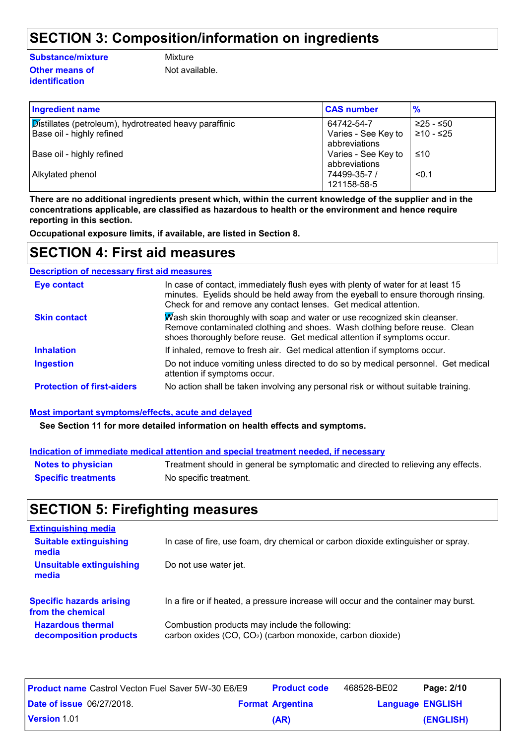## SECTION 3: Composition/information on ingredients

**Substance/mixture** Mixture

**Other means of identification** Not available.

| Ingredient name | CAS number | % |
|---|---|---|
| Distillates (petroleum), hydrotreated heavy paraffinic | 64742-54-7 | ≥25 - ≤50 |
| Base oil - highly refined | Varies - See Key to abbreviations | ≥10 - ≤25 |
| Base oil - highly refined | Varies - See Key to abbreviations | ≤10 |
| Alkylated phenol | 74499-35-7 / 121158-58-5 | <0.1 |

**There are no additional ingredients present which, within the current knowledge of the supplier and in the concentrations applicable, are classified as hazardous to health or the environment and hence require reporting in this section.**

**Occupational exposure limits, if available, are listed in Section 8.**

## SECTION 4: First aid measures

### Description of necessary first aid measures

**Eye contact** In case of contact, immediately flush eyes with plenty of water for at least 15 minutes. Eyelids should be held away from the eyeball to ensure thorough rinsing. Check for and remove any contact lenses. Get medical attention.

**Skin contact** Wash skin thoroughly with soap and water or use recognized skin cleanser. Remove contaminated clothing and shoes. Wash clothing before reuse. Clean shoes thoroughly before reuse. Get medical attention if symptoms occur.

**Inhalation** If inhaled, remove to fresh air. Get medical attention if symptoms occur.

**Ingestion** Do not induce vomiting unless directed to do so by medical personnel. Get medical attention if symptoms occur.

**Protection of first-aiders** No action shall be taken involving any personal risk or without suitable training.

### Most important symptoms/effects, acute and delayed

**See Section 11 for more detailed information on health effects and symptoms.**

### Indication of immediate medical attention and special treatment needed, if necessary

**Notes to physician** Treatment should in general be symptomatic and directed to relieving any effects.

**Specific treatments** No specific treatment.

## SECTION 5: Firefighting measures

### Extinguishing media

**Suitable extinguishing media** In case of fire, use foam, dry chemical or carbon dioxide extinguisher or spray.

**Unsuitable extinguishing media** Do not use water jet.

**Specific hazards arising from the chemical** In a fire or if heated, a pressure increase will occur and the container may burst.

**Hazardous thermal decomposition products** Combustion products may include the following: carbon oxides ($CO$, $CO_2$) (carbon monoxide, carbon dioxide)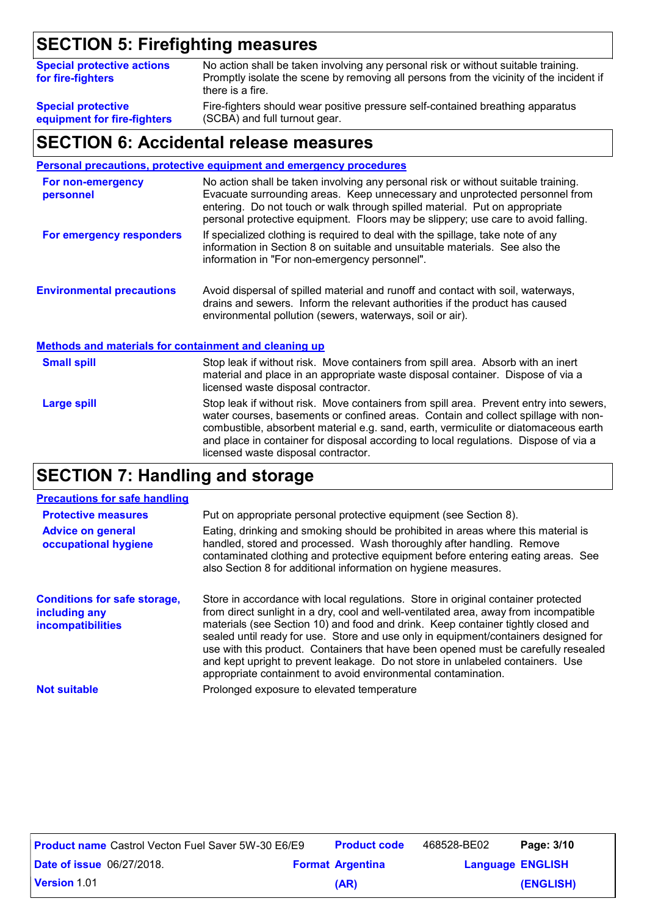## SECTION 5: Firefighting measures

| | |
|---|---|
| **Special protective actions for fire-fighters** | No action shall be taken involving any personal risk or without suitable training. Promptly isolate the scene by removing all persons from the vicinity of the incident if there is a fire. |
| **Special protective equipment for fire-fighters** | Fire-fighters should wear positive pressure self-contained breathing apparatus (SCBA) and full turnout gear. |

## SECTION 6: Accidental release measures

### Personal precautions, protective equipment and emergency procedures

| | |
|---|---|
| **For non-emergency personnel** | No action shall be taken involving any personal risk or without suitable training. Evacuate surrounding areas. Keep unnecessary and unprotected personnel from entering. Do not touch or walk through spilled material. Put on appropriate personal protective equipment. Floors may be slippery; use care to avoid falling. |
| **For emergency responders** | If specialized clothing is required to deal with the spillage, take note of any information in Section 8 on suitable and unsuitable materials. See also the information in "For non-emergency personnel". |

| | |
|---|---|
| **Environmental precautions** | Avoid dispersal of spilled material and runoff and contact with soil, waterways, drains and sewers. Inform the relevant authorities if the product has caused environmental pollution (sewers, waterways, soil or air). |

### Methods and materials for containment and cleaning up

| | |
|---|---|
| **Small spill** | Stop leak if without risk. Move containers from spill area. Absorb with an inert material and place in an appropriate waste disposal container. Dispose of via a licensed waste disposal contractor. |
| **Large spill** | Stop leak if without risk. Move containers from spill area. Prevent entry into sewers, water courses, basements or confined areas. Contain and collect spillage with non-combustible, absorbent material e.g. sand, earth, vermiculite or diatomaceous earth and place in container for disposal according to local regulations. Dispose of via a licensed waste disposal contractor. |

## SECTION 7: Handling and storage

### Precautions for safe handling

| | |
|---|---|
| **Protective measures** | Put on appropriate personal protective equipment (see Section 8). |
| **Advice on general occupational hygiene** | Eating, drinking and smoking should be prohibited in areas where this material is handled, stored and processed. Wash thoroughly after handling. Remove contaminated clothing and protective equipment before entering eating areas. See also Section 8 for additional information on hygiene measures. |

| | |
|---|---|
| **Conditions for safe storage, including any incompatibilities** | Store in accordance with local regulations. Store in original container protected from direct sunlight in a dry, cool and well-ventilated area, away from incompatible materials (see Section 10) and food and drink. Keep container tightly closed and sealed until ready for use. Store and use only in equipment/containers designed for use with this product. Containers that have been opened must be carefully resealed and kept upright to prevent leakage. Do not store in unlabeled containers. Use appropriate containment to avoid environmental contamination. |
| **Not suitable** | Prolonged exposure to elevated temperature |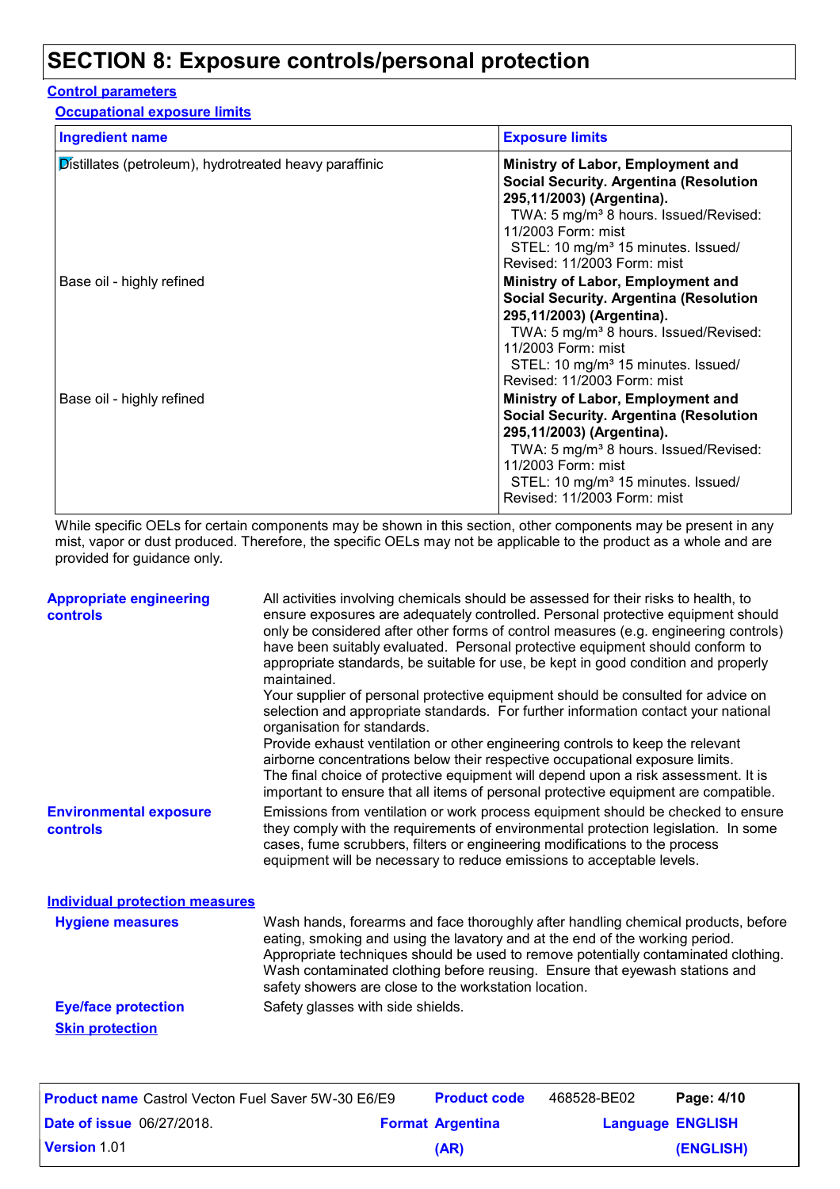# SECTION 8: Exposure controls/personal protection

## Control parameters

### Occupational exposure limits

| Ingredient name | Exposure limits |
|---|---|
| Distillates (petroleum), hydrotreated heavy paraffinic | **Ministry of Labor, Employment and Social Security. Argentina (Resolution 295,11/2003) (Argentina).** TWA: 5 mg/m³ 8 hours. Issued/Revised: 11/2003 Form: mist STEL: 10 mg/m³ 15 minutes. Issued/ Revised: 11/2003 Form: mist |
| Base oil - highly refined | **Ministry of Labor, Employment and Social Security. Argentina (Resolution 295,11/2003) (Argentina).** TWA: 5 mg/m³ 8 hours. Issued/Revised: 11/2003 Form: mist STEL: 10 mg/m³ 15 minutes. Issued/ Revised: 11/2003 Form: mist |
| Base oil - highly refined | **Ministry of Labor, Employment and Social Security. Argentina (Resolution 295,11/2003) (Argentina).** TWA: 5 mg/m³ 8 hours. Issued/Revised: 11/2003 Form: mist STEL: 10 mg/m³ 15 minutes. Issued/ Revised: 11/2003 Form: mist |

While specific OELs for certain components may be shown in this section, other components may be present in any mist, vapor or dust produced. Therefore, the specific OELs may not be applicable to the product as a whole and are provided for guidance only.

**Appropriate engineering controls**

All activities involving chemicals should be assessed for their risks to health, to ensure exposures are adequately controlled. Personal protective equipment should only be considered after other forms of control measures (e.g. engineering controls) have been suitably evaluated. Personal protective equipment should conform to appropriate standards, be suitable for use, be kept in good condition and properly maintained.
Your supplier of personal protective equipment should be consulted for advice on selection and appropriate standards. For further information contact your national organisation for standards.
Provide exhaust ventilation or other engineering controls to keep the relevant airborne concentrations below their respective occupational exposure limits.
The final choice of protective equipment will depend upon a risk assessment. It is important to ensure that all items of personal protective equipment are compatible.

**Environmental exposure controls**

Emissions from ventilation or work process equipment should be checked to ensure they comply with the requirements of environmental protection legislation. In some cases, fume scrubbers, filters or engineering modifications to the process equipment will be necessary to reduce emissions to acceptable levels.

## Individual protection measures

**Hygiene measures**

Wash hands, forearms and face thoroughly after handling chemical products, before eating, smoking and using the lavatory and at the end of the working period. Appropriate techniques should be used to remove potentially contaminated clothing. Wash contaminated clothing before reusing. Ensure that eyewash stations and safety showers are close to the workstation location.

**Eye/face protection**

Safety glasses with side shields.

**Skin protection**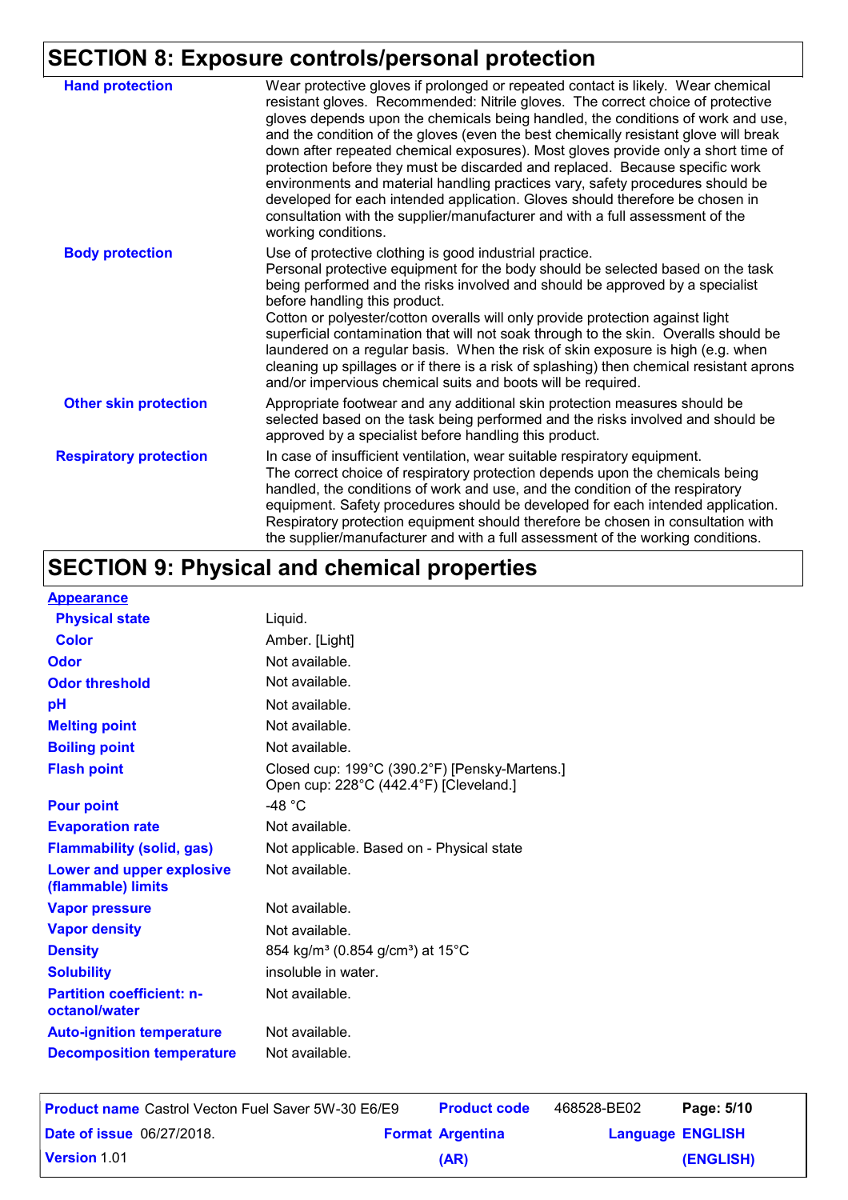## SECTION 8: Exposure controls/personal protection

| | |
|---|---|
| **Hand protection** | Wear protective gloves if prolonged or repeated contact is likely. Wear chemical resistant gloves. Recommended: Nitrile gloves. The correct choice of protective gloves depends upon the chemicals being handled, the conditions of work and use, and the condition of the gloves (even the best chemically resistant glove will break down after repeated chemical exposures). Most gloves provide only a short time of protection before they must be discarded and replaced. Because specific work environments and material handling practices vary, safety procedures should be developed for each intended application. Gloves should therefore be chosen in consultation with the supplier/manufacturer and with a full assessment of the working conditions. |
| **Body protection** | Use of protective clothing is good industrial practice. Personal protective equipment for the body should be selected based on the task being performed and the risks involved and should be approved by a specialist before handling this product. Cotton or polyester/cotton overalls will only provide protection against light superficial contamination that will not soak through to the skin. Overalls should be laundered on a regular basis. When the risk of skin exposure is high (e.g. when cleaning up spillages or if there is a risk of splashing) then chemical resistant aprons and/or impervious chemical suits and boots will be required. |
| **Other skin protection** | Appropriate footwear and any additional skin protection measures should be selected based on the task being performed and the risks involved and should be approved by a specialist before handling this product. |
| **Respiratory protection** | In case of insufficient ventilation, wear suitable respiratory equipment. The correct choice of respiratory protection depends upon the chemicals being handled, the conditions of work and use, and the condition of the respiratory equipment. Safety procedures should be developed for each intended application. Respiratory protection equipment should therefore be chosen in consultation with the supplier/manufacturer and with a full assessment of the working conditions. |

## SECTION 9: Physical and chemical properties

| | |
|---|---|
| **Appearance** | |
| **Physical state** | Liquid. |
| **Color** | Amber. [Light] |
| **Odor** | Not available. |
| **Odor threshold** | Not available. |
| **pH** | Not available. |
| **Melting point** | Not available. |
| **Boiling point** | Not available. |
| **Flash point** | Closed cup: 199°C (390.2°F) [Pensky-Martens.]<br>Open cup: 228°C (442.4°F) [Cleveland.] |
| **Pour point** | -48 °C |
| **Evaporation rate** | Not available. |
| **Flammability (solid, gas)** | Not applicable. Based on - Physical state |
| **Lower and upper explosive (flammable) limits** | Not available. |
| **Vapor pressure** | Not available. |
| **Vapor density** | Not available. |
| **Density** | 854 kg/m³ (0.854 g/cm³) at 15°C |
| **Solubility** | insoluble in water. |
| **Partition coefficient: n-octanol/water** | Not available. |
| **Auto-ignition temperature** | Not available. |
| **Decomposition temperature** | Not available. |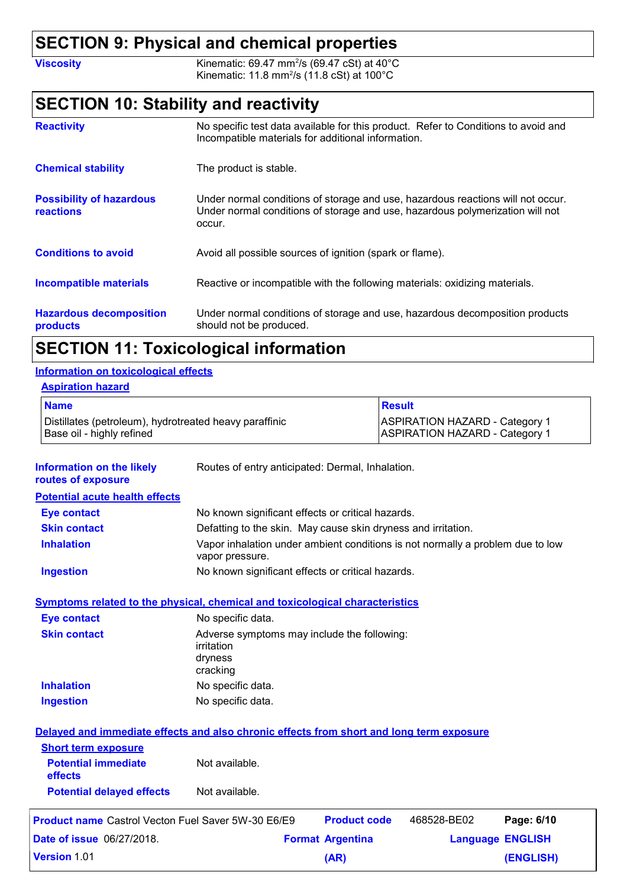## SECTION 9: Physical and chemical properties

**Viscosity** Kinematic: 69.47 $mm^2/s$ (69.47 cSt) at 40°C
Kinematic: 11.8 $mm^2/s$ (11.8 cSt) at 100°C

## SECTION 10: Stability and reactivity

**Reactivity** No specific test data available for this product. Refer to Conditions to avoid and Incompatible materials for additional information.

**Chemical stability** The product is stable.

**Possibility of hazardous reactions** Under normal conditions of storage and use, hazardous reactions will not occur. Under normal conditions of storage and use, hazardous polymerization will not occur.

**Conditions to avoid** Avoid all possible sources of ignition (spark or flame).

**Incompatible materials** Reactive or incompatible with the following materials: oxidizing materials.

**Hazardous decomposition products** Under normal conditions of storage and use, hazardous decomposition products should not be produced.

## SECTION 11: Toxicological information

### Information on toxicological effects

#### Aspiration hazard

| Name | Result |
|---|---|
| Distillates (petroleum), hydrotreated heavy paraffinic | ASPIRATION HAZARD - Category 1 |
| Base oil - highly refined | ASPIRATION HAZARD - Category 1 |

**Information on the likely routes of exposure** Routes of entry anticipated: Dermal, Inhalation.

#### Potential acute health effects

**Eye contact** No known significant effects or critical hazards.

**Skin contact** Defatting to the skin. May cause skin dryness and irritation.

**Inhalation** Vapor inhalation under ambient conditions is not normally a problem due to low vapor pressure.

**Ingestion** No known significant effects or critical hazards.

#### Symptoms related to the physical, chemical and toxicological characteristics

**Eye contact** No specific data.

**Skin contact** Adverse symptoms may include the following:
irritation
dryness
cracking

**Inhalation** No specific data.

**Ingestion** No specific data.

#### Delayed and immediate effects and also chronic effects from short and long term exposure

**Short term exposure**

**Potential immediate effects** Not available.

**Potential delayed effects** Not available.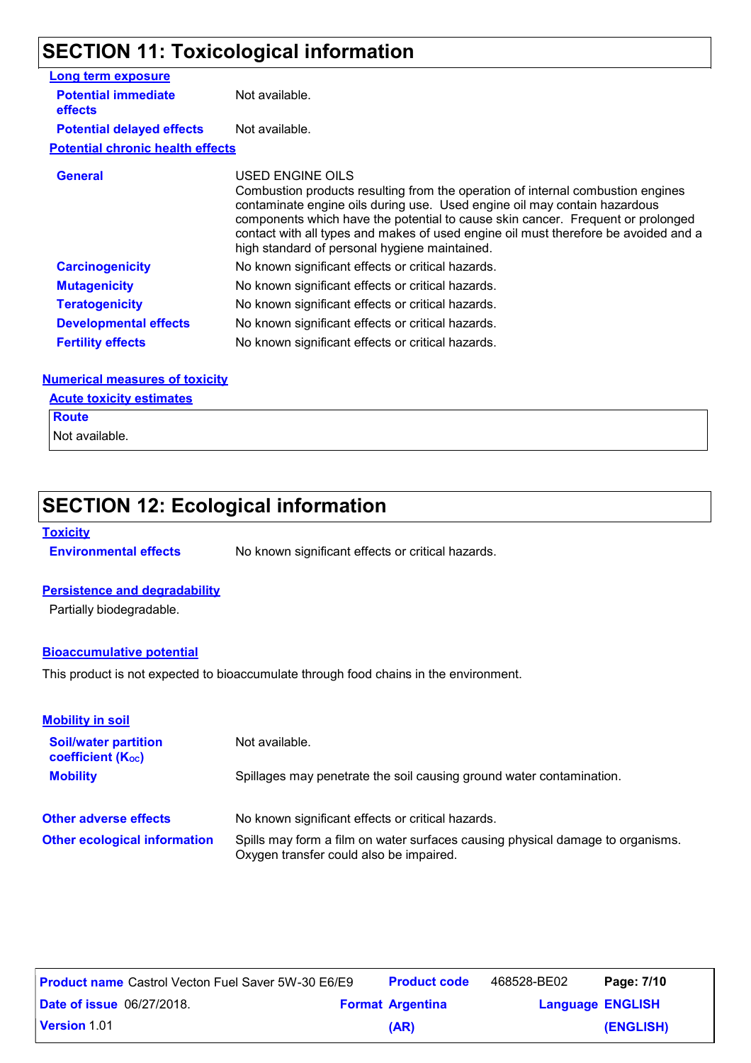## SECTION 11: Toxicological information

**Long term exposure**

| | |
|---|---|
| **Potential immediate effects** | Not available. |
| **Potential delayed effects** | Not available. |

**Potential chronic health effects**

| | |
|---|---|
| **General** | USED ENGINE OILS<br>Combustion products resulting from the operation of internal combustion engines contaminate engine oils during use. Used engine oil may contain hazardous components which have the potential to cause skin cancer. Frequent or prolonged contact with all types and makes of used engine oil must therefore be avoided and a high standard of personal hygiene maintained. |
| **Carcinogenicity** | No known significant effects or critical hazards. |
| **Mutagenicity** | No known significant effects or critical hazards. |
| **Teratogenicity** | No known significant effects or critical hazards. |
| **Developmental effects** | No known significant effects or critical hazards. |
| **Fertility effects** | No known significant effects or critical hazards. |

**Numerical measures of toxicity**

**Acute toxicity estimates**

| Route |
|---|
| Not available. |

## SECTION 12: Ecological information

**Toxicity**

| | |
|---|---|
| **Environmental effects** | No known significant effects or critical hazards. |

**Persistence and degradability**

Partially biodegradable.

**Bioaccumulative potential**

This product is not expected to bioaccumulate through food chains in the environment.

**Mobility in soil**

| | |
|---|---|
| **Soil/water partition coefficient ($K_{OC}$)** | Not available. |
| **Mobility** | Spillages may penetrate the soil causing ground water contamination. |

| | |
|---|---|
| **Other adverse effects** | No known significant effects or critical hazards. |
| **Other ecological information** | Spills may form a film on water surfaces causing physical damage to organisms. Oxygen transfer could also be impaired. |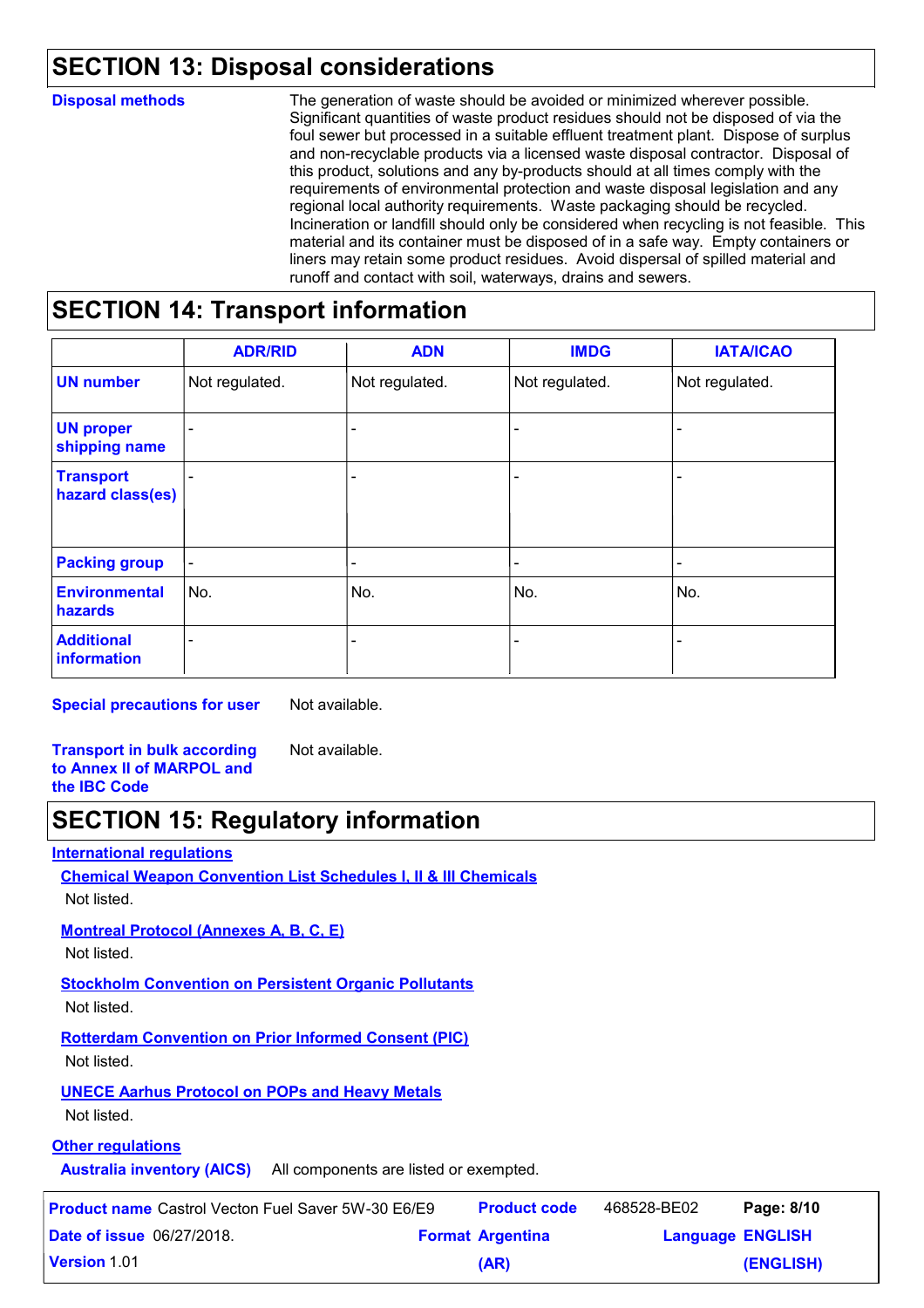## SECTION 13: Disposal considerations

**Disposal methods**

The generation of waste should be avoided or minimized wherever possible. Significant quantities of waste product residues should not be disposed of via the foul sewer but processed in a suitable effluent treatment plant. Dispose of surplus and non-recyclable products via a licensed waste disposal contractor. Disposal of this product, solutions and any by-products should at all times comply with the requirements of environmental protection and waste disposal legislation and any regional local authority requirements. Waste packaging should be recycled. Incineration or landfill should only be considered when recycling is not feasible. This material and its container must be disposed of in a safe way. Empty containers or liners may retain some product residues. Avoid dispersal of spilled material and runoff and contact with soil, waterways, drains and sewers.

## SECTION 14: Transport information

| | ADR/RID | ADN | IMDG | IATA/ICAO |
|---|---|---|---|---|
| **UN number** | Not regulated. | Not regulated. | Not regulated. | Not regulated. |
| **UN proper shipping name** | - | - | - | - |
| **Transport hazard class(es)** | - | - | - | - |
| **Packing group** | - | - | - | - |
| **Environmental hazards** | No. | No. | No. | No. |
| **Additional information** | - | - | - | - |

**Special precautions for user** Not available.

**Transport in bulk according to Annex II of MARPOL and the IBC Code** Not available.

## SECTION 15: Regulatory information

**International regulations**

**Chemical Weapon Convention List Schedules I, II & III Chemicals**

Not listed.

**Montreal Protocol (Annexes A, B, C, E)**

Not listed.

**Stockholm Convention on Persistent Organic Pollutants**

Not listed.

**Rotterdam Convention on Prior Informed Consent (PIC)**

Not listed.

**UNECE Aarhus Protocol on POPs and Heavy Metals**

Not listed.

**Other regulations**

**Australia inventory (AICS)** All components are listed or exempted.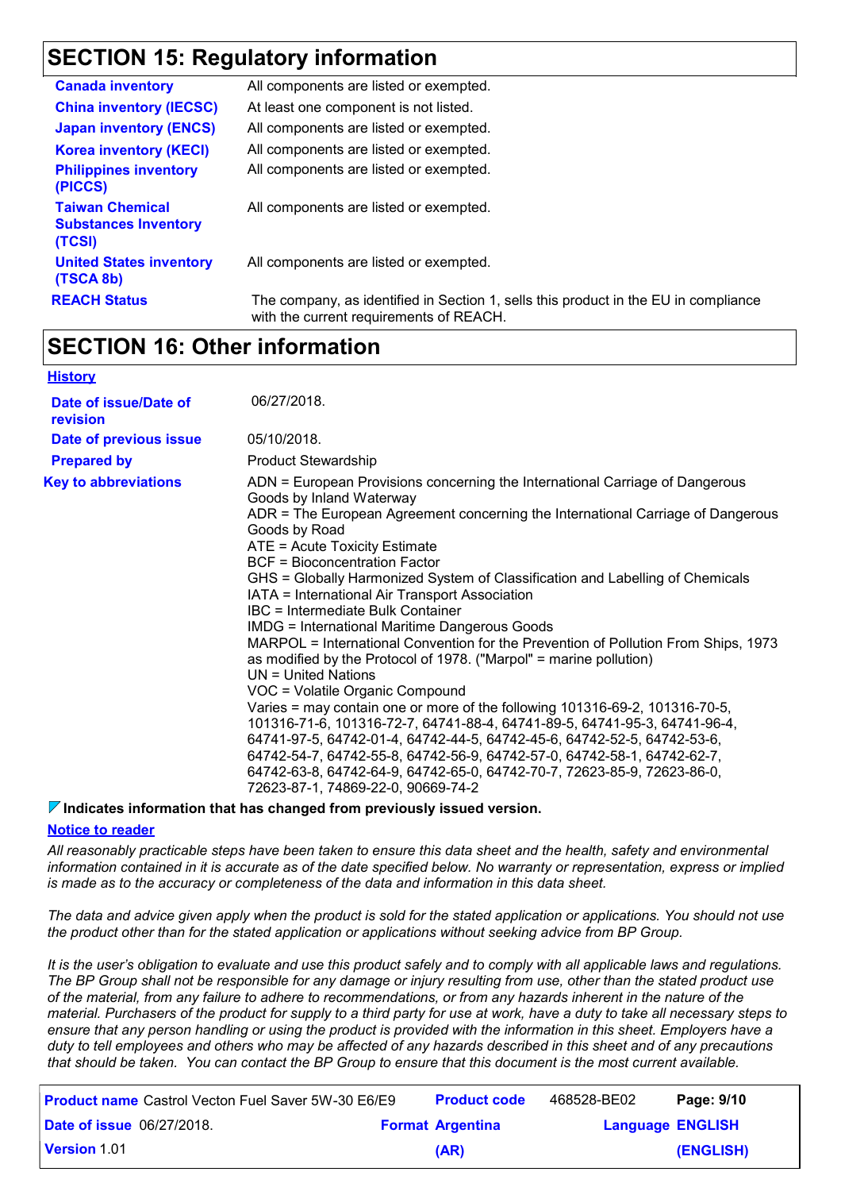## SECTION 15: Regulatory information

| | |
|---|---|
| **Canada inventory** | All components are listed or exempted. |
| **China inventory (IECSC)** | At least one component is not listed. |
| **Japan inventory (ENCS)** | All components are listed or exempted. |
| **Korea inventory (KECI)** | All components are listed or exempted. |
| **Philippines inventory (PICCS)** | All components are listed or exempted. |
| **Taiwan Chemical Substances Inventory (TCSI)** | All components are listed or exempted. |
| **United States inventory (TSCA 8b)** | All components are listed or exempted. |
| **REACH Status** | The company, as identified in Section 1, sells this product in the EU in compliance with the current requirements of REACH. |

## SECTION 16: Other information

**History**

| | |
|---|---|
| **Date of issue/Date of revision** | 06/27/2018. |
| **Date of previous issue** | 05/10/2018. |
| **Prepared by** | Product Stewardship |
| **Key to abbreviations** | ADN = European Provisions concerning the International Carriage of Dangerous Goods by Inland Waterway<br>ADR = The European Agreement concerning the International Carriage of Dangerous Goods by Road<br>ATE = Acute Toxicity Estimate<br>BCF = Bioconcentration Factor<br>GHS = Globally Harmonized System of Classification and Labelling of Chemicals<br>IATA = International Air Transport Association<br>IBC = Intermediate Bulk Container<br>IMDG = International Maritime Dangerous Goods<br>MARPOL = International Convention for the Prevention of Pollution From Ships, 1973 as modified by the Protocol of 1978. ("Marpol" = marine pollution)<br>UN = United Nations<br>VOC = Volatile Organic Compound<br>Varies = may contain one or more of the following 101316-69-2, 101316-70-5, 101316-71-6, 101316-72-7, 64741-88-4, 64741-89-5, 64741-95-3, 64741-96-4, 64741-97-5, 64742-01-4, 64742-44-5, 64742-45-6, 64742-52-5, 64742-53-6, 64742-54-7, 64742-55-8, 64742-56-9, 64742-57-0, 64742-58-1, 64742-62-7, 64742-63-8, 64742-64-9, 64742-65-0, 64742-70-7, 72623-85-9, 72623-86-0, 72623-87-1, 74869-22-0, 90669-74-2 |

**Indicates information that has changed from previously issued version.**

**Notice to reader**

*All reasonably practicable steps have been taken to ensure this data sheet and the health, safety and environmental information contained in it is accurate as of the date specified below. No warranty or representation, express or implied is made as to the accuracy or completeness of the data and information in this data sheet.*

*The data and advice given apply when the product is sold for the stated application or applications. You should not use the product other than for the stated application or applications without seeking advice from BP Group.*

*It is the user's obligation to evaluate and use this product safely and to comply with all applicable laws and regulations. The BP Group shall not be responsible for any damage or injury resulting from use, other than the stated product use of the material, from any failure to adhere to recommendations, or from any hazards inherent in the nature of the material. Purchasers of the product for supply to a third party for use at work, have a duty to take all necessary steps to ensure that any person handling or using the product is provided with the information in this sheet. Employers have a duty to tell employees and others who may be affected of any hazards described in this sheet and of any precautions that should be taken. You can contact the BP Group to ensure that this document is the most current available.*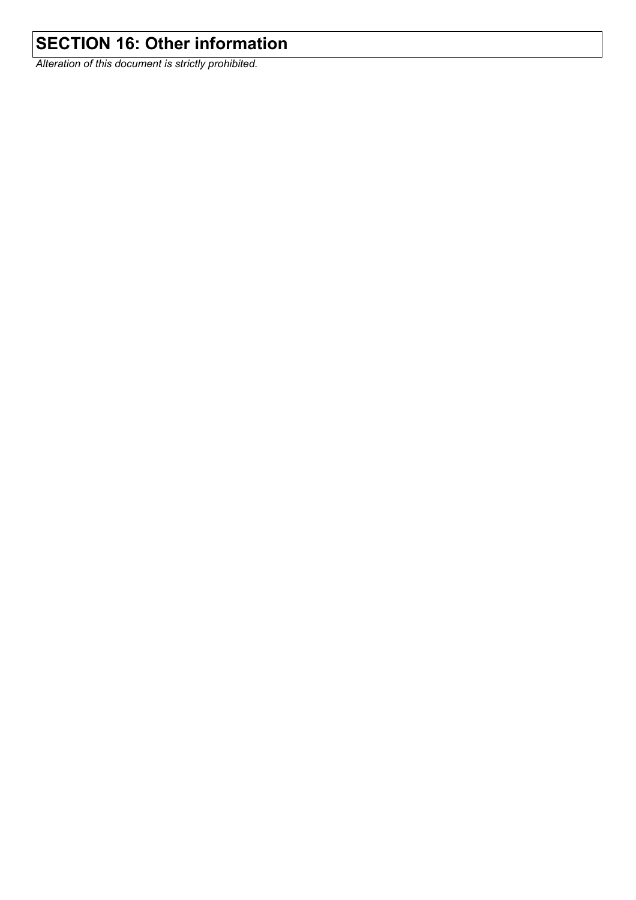## SECTION 16: Other information

*Alteration of this document is strictly prohibited.*